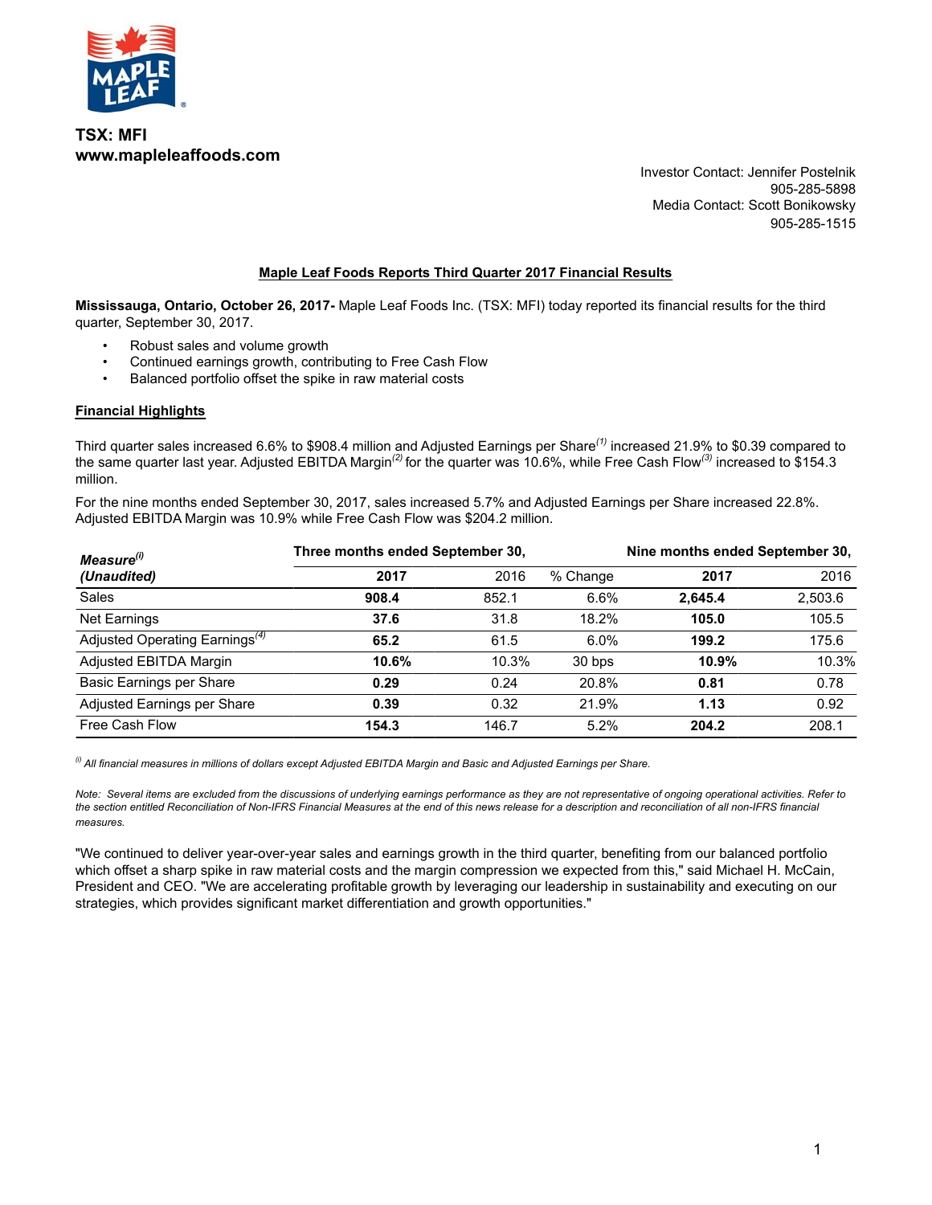**TSX: MFI**
**www.mapleleaffoods.com**

Investor Contact: Jennifer Postelnik
905-285-5898
Media Contact: Scott Bonikowsky
905-285-1515

# Maple Leaf Foods Reports Third Quarter 2017 Financial Results

**Mississauga, Ontario, October 26, 2017-** Maple Leaf Foods Inc. (TSX: MFI) today reported its financial results for the third quarter, September 30, 2017.

- Robust sales and volume growth
- Continued earnings growth, contributing to Free Cash Flow
- Balanced portfolio offset the spike in raw material costs

## Financial Highlights

Third quarter sales increased 6.6% to $908.4 million and Adjusted Earnings per Share[(1)] increased 21.9% to $0.39 compared to the same quarter last year. Adjusted EBITDA Margin[(2)] for the quarter was 10.6%, while Free Cash Flow[(3)] increased to $154.3 million.

For the nine months ended September 30, 2017, sales increased 5.7% and Adjusted Earnings per Share increased 22.8%. Adjusted EBITDA Margin was 10.9% while Free Cash Flow was $204.2 million.

| ***Measure[(i)]*** | Three months ended September 30, | | | Nine months ended September 30, | |
|---|---|---|---|---|---|
| ***(Unaudited)*** | **2017** | 2016 | % Change | **2017** | 2016 |
| Sales | **908.4** | 852.1 | 6.6% | **2,645.4** | 2,503.6 |
| Net Earnings | **37.6** | 31.8 | 18.2% | **105.0** | 105.5 |
| Adjusted Operating Earnings[(4)] | **65.2** | 61.5 | 6.0% | **199.2** | 175.6 |
| Adjusted EBITDA Margin | **10.6%** | 10.3% | 30 bps | **10.9%** | 10.3% |
| Basic Earnings per Share | **0.29** | 0.24 | 20.8% | **0.81** | 0.78 |
| Adjusted Earnings per Share | **0.39** | 0.32 | 21.9% | **1.13** | 0.92 |
| Free Cash Flow | **154.3** | 146.7 | 5.2% | **204.2** | 208.1 |

*[(i)] All financial measures in millions of dollars except Adjusted EBITDA Margin and Basic and Adjusted Earnings per Share.*

*Note: Several items are excluded from the discussions of underlying earnings performance as they are not representative of ongoing operational activities. Refer to the section entitled Reconciliation of Non-IFRS Financial Measures at the end of this news release for a description and reconciliation of all non-IFRS financial measures.*

"We continued to deliver year-over-year sales and earnings growth in the third quarter, benefiting from our balanced portfolio which offset a sharp spike in raw material costs and the margin compression we expected from this," said Michael H. McCain, President and CEO. "We are accelerating profitable growth by leveraging our leadership in sustainability and executing on our strategies, which provides significant market differentiation and growth opportunities."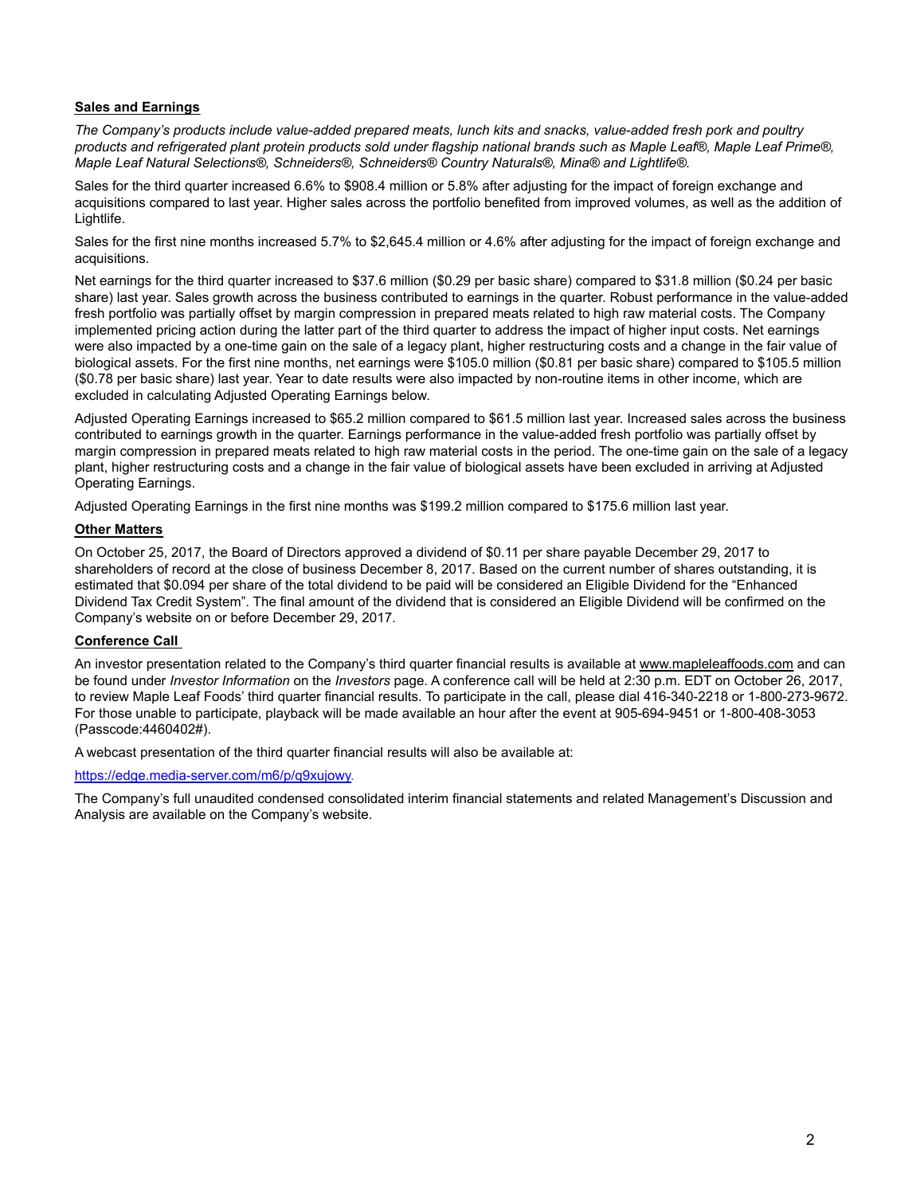**Sales and Earnings**

*The Company's products include value-added prepared meats, lunch kits and snacks, value-added fresh pork and poultry products and refrigerated plant protein products sold under flagship national brands such as Maple Leaf®, Maple Leaf Prime®, Maple Leaf Natural Selections®, Schneiders®, Schneiders® Country Naturals®, Mina® and Lightlife®.*

Sales for the third quarter increased 6.6% to $908.4 million or 5.8% after adjusting for the impact of foreign exchange and acquisitions compared to last year. Higher sales across the portfolio benefited from improved volumes, as well as the addition of Lightlife.

Sales for the first nine months increased 5.7% to $2,645.4 million or 4.6% after adjusting for the impact of foreign exchange and acquisitions.

Net earnings for the third quarter increased to $37.6 million ($0.29 per basic share) compared to $31.8 million ($0.24 per basic share) last year. Sales growth across the business contributed to earnings in the quarter. Robust performance in the value-added fresh portfolio was partially offset by margin compression in prepared meats related to high raw material costs. The Company implemented pricing action during the latter part of the third quarter to address the impact of higher input costs. Net earnings were also impacted by a one-time gain on the sale of a legacy plant, higher restructuring costs and a change in the fair value of biological assets. For the first nine months, net earnings were $105.0 million ($0.81 per basic share) compared to $105.5 million ($0.78 per basic share) last year. Year to date results were also impacted by non-routine items in other income, which are excluded in calculating Adjusted Operating Earnings below.

Adjusted Operating Earnings increased to $65.2 million compared to $61.5 million last year. Increased sales across the business contributed to earnings growth in the quarter. Earnings performance in the value-added fresh portfolio was partially offset by margin compression in prepared meats related to high raw material costs in the period. The one-time gain on the sale of a legacy plant, higher restructuring costs and a change in the fair value of biological assets have been excluded in arriving at Adjusted Operating Earnings.

Adjusted Operating Earnings in the first nine months was $199.2 million compared to $175.6 million last year.

**Other Matters**

On October 25, 2017, the Board of Directors approved a dividend of $0.11 per share payable December 29, 2017 to shareholders of record at the close of business December 8, 2017. Based on the current number of shares outstanding, it is estimated that $0.094 per share of the total dividend to be paid will be considered an Eligible Dividend for the "Enhanced Dividend Tax Credit System". The final amount of the dividend that is considered an Eligible Dividend will be confirmed on the Company's website on or before December 29, 2017.

**Conference Call**

An investor presentation related to the Company's third quarter financial results is available at www.mapleleaffoods.com and can be found under *Investor Information* on the *Investors* page. A conference call will be held at 2:30 p.m. EDT on October 26, 2017, to review Maple Leaf Foods' third quarter financial results. To participate in the call, please dial 416-340-2218 or 1-800-273-9672. For those unable to participate, playback will be made available an hour after the event at 905-694-9451 or 1-800-408-3053 (Passcode:4460402#).

A webcast presentation of the third quarter financial results will also be available at:

https://edge.media-server.com/m6/p/q9xujowy.

The Company's full unaudited condensed consolidated interim financial statements and related Management's Discussion and Analysis are available on the Company's website.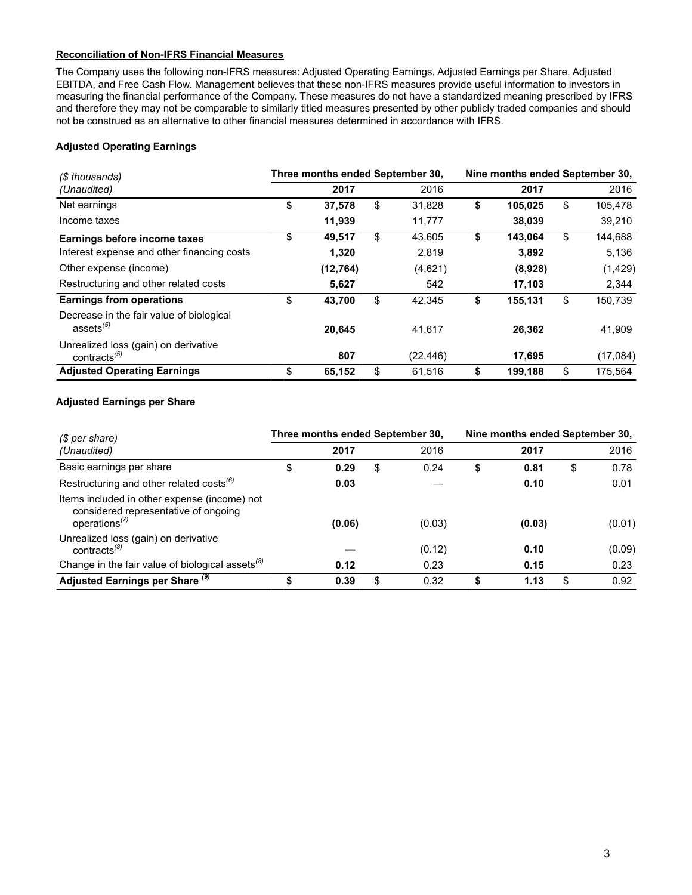**Reconciliation of Non-IFRS Financial Measures**

The Company uses the following non-IFRS measures: Adjusted Operating Earnings, Adjusted Earnings per Share, Adjusted EBITDA, and Free Cash Flow. Management believes that these non-IFRS measures provide useful information to investors in measuring the financial performance of the Company. These measures do not have a standardized meaning prescribed by IFRS and therefore they may not be comparable to similarly titled measures presented by other publicly traded companies and should not be construed as an alternative to other financial measures determined in accordance with IFRS.

### Adjusted Operating Earnings

| *($ thousands)* | Three months ended September 30, | | | | Nine months ended September 30, | | | |
|---|---|---|---|---|---|---|---|---|
| *(Unaudited)* | | **2017** | | 2016 | | **2017** | | 2016 |
| Net earnings | **$** | **37,578** | $ | 31,828 | **$** | **105,025** | $ | 105,478 |
| Income taxes | | **11,939** | | 11,777 | | **38,039** | | 39,210 |
| **Earnings before income taxes** | **$** | **49,517** | $ | 43,605 | **$** | **143,064** | $ | 144,688 |
| Interest expense and other financing costs | | **1,320** | | 2,819 | | **3,892** | | 5,136 |
| Other expense (income) | | **(12,764)** | | (4,621) | | **(8,928)** | | (1,429) |
| Restructuring and other related costs | | **5,627** | | 542 | | **17,103** | | 2,344 |
| **Earnings from operations** | **$** | **43,700** | $ | 42,345 | **$** | **155,131** | $ | 150,739 |
| Decrease in the fair value of biological assets[(5)] | | **20,645** | | 41,617 | | **26,362** | | 41,909 |
| Unrealized loss (gain) on derivative contracts[(5)] | | **807** | | (22,446) | | **17,695** | | (17,084) |
| **Adjusted Operating Earnings** | **$** | **65,152** | $ | 61,516 | **$** | **199,188** | $ | 175,564 |

### Adjusted Earnings per Share

| *($ per share)* | Three months ended September 30, | | | | Nine months ended September 30, | | | |
|---|---|---|---|---|---|---|---|---|
| *(Unaudited)* | | **2017** | | 2016 | | **2017** | | 2016 |
| Basic earnings per share | **$** | **0.29** | $ | 0.24 | **$** | **0.81** | $ | 0.78 |
| Restructuring and other related costs[(6)] | | **0.03** | | — | | **0.10** | | 0.01 |
| Items included in other expense (income) not considered representative of ongoing operations[(7)] | | **(0.06)** | | (0.03) | | **(0.03)** | | (0.01) |
| Unrealized loss (gain) on derivative contracts[(8)] | | **—** | | (0.12) | | **0.10** | | (0.09) |
| Change in the fair value of biological assets[(8)] | | **0.12** | | 0.23 | | **0.15** | | 0.23 |
| **Adjusted Earnings per Share [(9)]** | **$** | **0.39** | $ | 0.32 | **$** | **1.13** | $ | 0.92 |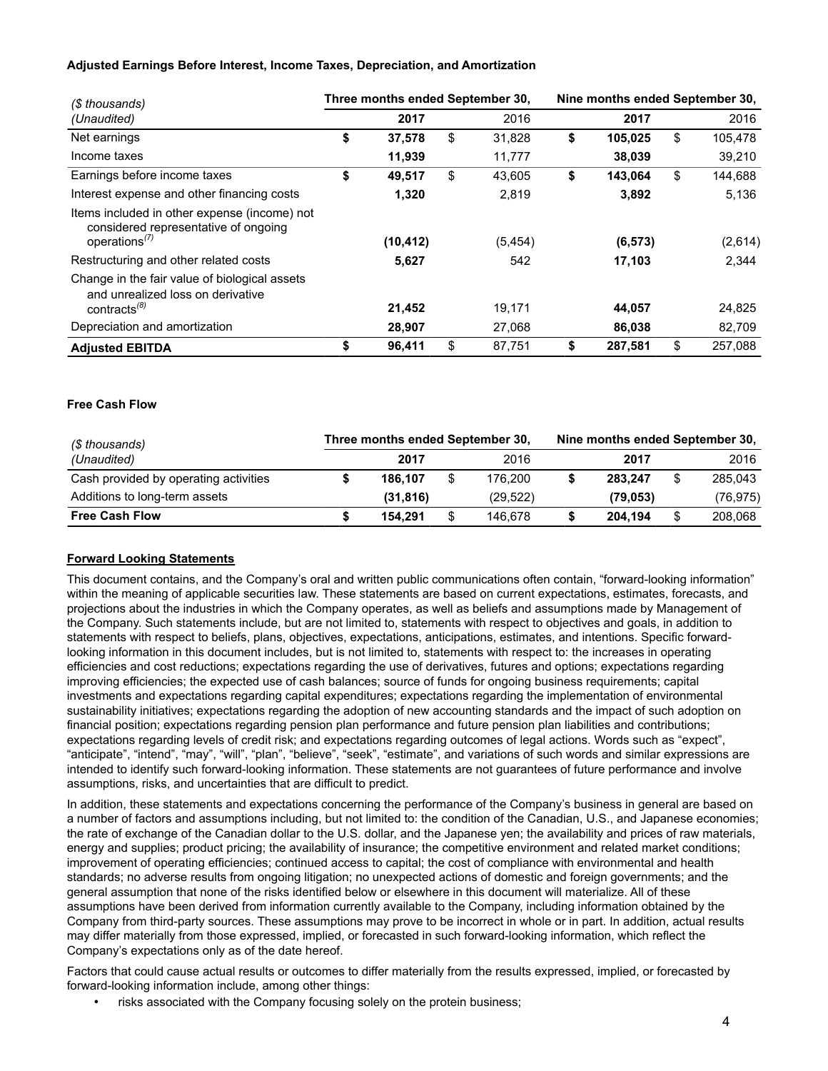**Adjusted Earnings Before Interest, Income Taxes, Depreciation, and Amortization**

| *($ thousands)* *(Unaudited)* | Three months ended September 30, 2017 | Three months ended September 30, 2016 | Nine months ended September 30, 2017 | Nine months ended September 30, 2016 |
|---|---|---|---|---|
| Net earnings | **$ 37,578** | $ 31,828 | **$ 105,025** | $ 105,478 |
| Income taxes | **11,939** | 11,777 | **38,039** | 39,210 |
| Earnings before income taxes | **$ 49,517** | $ 43,605 | **$ 143,064** | $ 144,688 |
| Interest expense and other financing costs | **1,320** | 2,819 | **3,892** | 5,136 |
| Items included in other expense (income) not considered representative of ongoing operations[7] | **(10,412)** | (5,454) | **(6,573)** | (2,614) |
| Restructuring and other related costs | **5,627** | 542 | **17,103** | 2,344 |
| Change in the fair value of biological assets and unrealized loss on derivative contracts[8] | **21,452** | 19,171 | **44,057** | 24,825 |
| Depreciation and amortization | **28,907** | 27,068 | **86,038** | 82,709 |
| **Adjusted EBITDA** | **$ 96,411** | $ 87,751 | **$ 287,581** | $ 257,088 |

**Free Cash Flow**

| *($ thousands)* *(Unaudited)* | Three months ended September 30, 2017 | Three months ended September 30, 2016 | Nine months ended September 30, 2017 | Nine months ended September 30, 2016 |
|---|---|---|---|---|
| Cash provided by operating activities | **$ 186,107** | $ 176,200 | **$ 283,247** | $ 285,043 |
| Additions to long-term assets | **(31,816)** | (29,522) | **(79,053)** | (76,975) |
| **Free Cash Flow** | **$ 154,291** | $ 146,678 | **$ 204,194** | $ 208,068 |

**Forward Looking Statements**

This document contains, and the Company's oral and written public communications often contain, "forward-looking information" within the meaning of applicable securities law. These statements are based on current expectations, estimates, forecasts, and projections about the industries in which the Company operates, as well as beliefs and assumptions made by Management of the Company. Such statements include, but are not limited to, statements with respect to objectives and goals, in addition to statements with respect to beliefs, plans, objectives, expectations, anticipations, estimates, and intentions. Specific forward-looking information in this document includes, but is not limited to, statements with respect to: the increases in operating efficiencies and cost reductions; expectations regarding the use of derivatives, futures and options; expectations regarding improving efficiencies; the expected use of cash balances; source of funds for ongoing business requirements; capital investments and expectations regarding capital expenditures; expectations regarding the implementation of environmental sustainability initiatives; expectations regarding the adoption of new accounting standards and the impact of such adoption on financial position; expectations regarding pension plan performance and future pension plan liabilities and contributions; expectations regarding levels of credit risk; and expectations regarding outcomes of legal actions. Words such as "expect", "anticipate", "intend", "may", "will", "plan", "believe", "seek", "estimate", and variations of such words and similar expressions are intended to identify such forward-looking information. These statements are not guarantees of future performance and involve assumptions, risks, and uncertainties that are difficult to predict.

In addition, these statements and expectations concerning the performance of the Company's business in general are based on a number of factors and assumptions including, but not limited to: the condition of the Canadian, U.S., and Japanese economies; the rate of exchange of the Canadian dollar to the U.S. dollar, and the Japanese yen; the availability and prices of raw materials, energy and supplies; product pricing; the availability of insurance; the competitive environment and related market conditions; improvement of operating efficiencies; continued access to capital; the cost of compliance with environmental and health standards; no adverse results from ongoing litigation; no unexpected actions of domestic and foreign governments; and the general assumption that none of the risks identified below or elsewhere in this document will materialize. All of these assumptions have been derived from information currently available to the Company, including information obtained by the Company from third-party sources. These assumptions may prove to be incorrect in whole or in part. In addition, actual results may differ materially from those expressed, implied, or forecasted in such forward-looking information, which reflect the Company's expectations only as of the date hereof.

Factors that could cause actual results or outcomes to differ materially from the results expressed, implied, or forecasted by forward-looking information include, among other things:

- risks associated with the Company focusing solely on the protein business;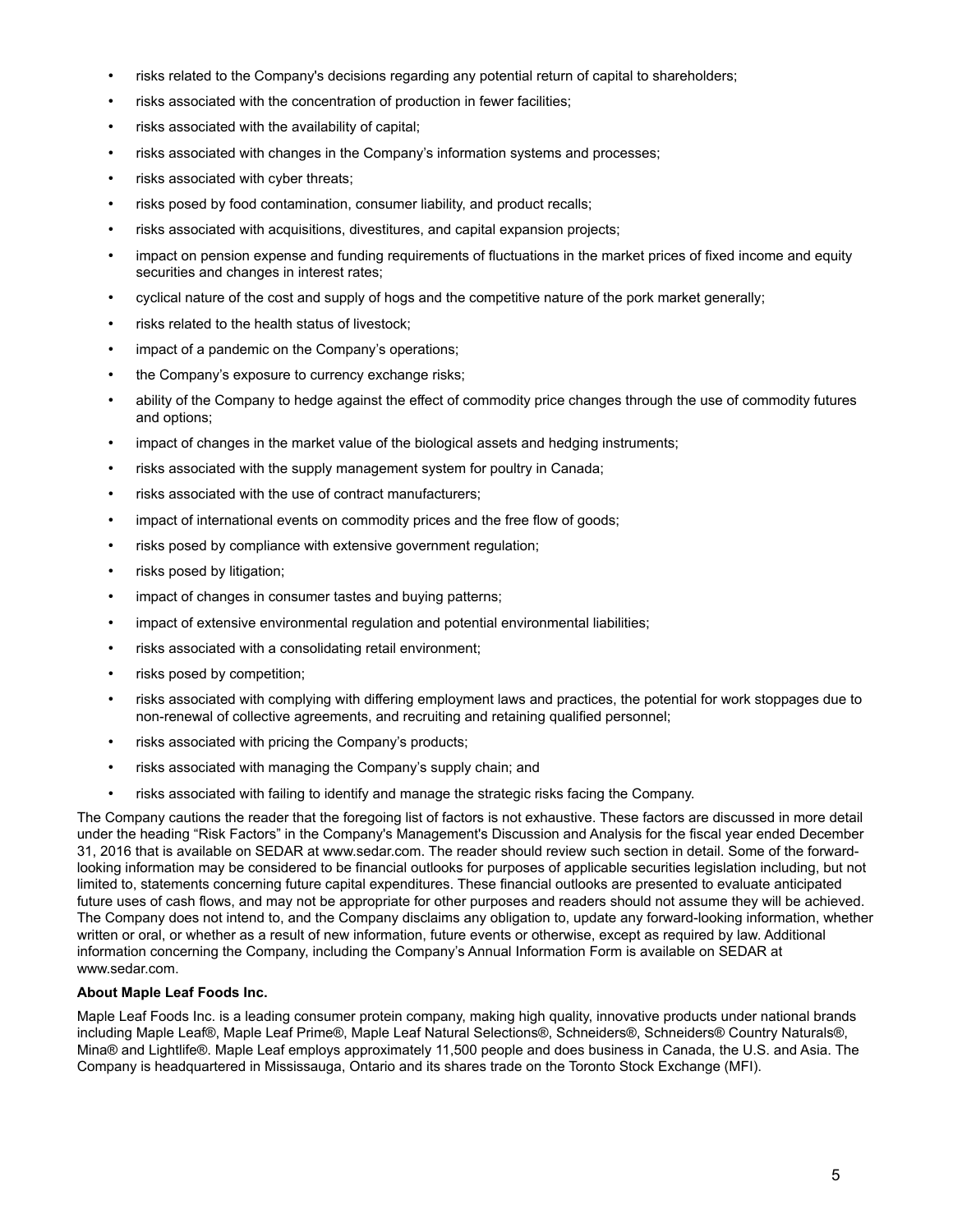- risks related to the Company's decisions regarding any potential return of capital to shareholders;
- risks associated with the concentration of production in fewer facilities;
- risks associated with the availability of capital;
- risks associated with changes in the Company's information systems and processes;
- risks associated with cyber threats;
- risks posed by food contamination, consumer liability, and product recalls;
- risks associated with acquisitions, divestitures, and capital expansion projects;
- impact on pension expense and funding requirements of fluctuations in the market prices of fixed income and equity securities and changes in interest rates;
- cyclical nature of the cost and supply of hogs and the competitive nature of the pork market generally;
- risks related to the health status of livestock;
- impact of a pandemic on the Company's operations;
- the Company's exposure to currency exchange risks;
- ability of the Company to hedge against the effect of commodity price changes through the use of commodity futures and options;
- impact of changes in the market value of the biological assets and hedging instruments;
- risks associated with the supply management system for poultry in Canada;
- risks associated with the use of contract manufacturers;
- impact of international events on commodity prices and the free flow of goods;
- risks posed by compliance with extensive government regulation;
- risks posed by litigation;
- impact of changes in consumer tastes and buying patterns;
- impact of extensive environmental regulation and potential environmental liabilities;
- risks associated with a consolidating retail environment;
- risks posed by competition;
- risks associated with complying with differing employment laws and practices, the potential for work stoppages due to non-renewal of collective agreements, and recruiting and retaining qualified personnel;
- risks associated with pricing the Company's products;
- risks associated with managing the Company's supply chain; and
- risks associated with failing to identify and manage the strategic risks facing the Company.

The Company cautions the reader that the foregoing list of factors is not exhaustive. These factors are discussed in more detail under the heading "Risk Factors" in the Company's Management's Discussion and Analysis for the fiscal year ended December 31, 2016 that is available on SEDAR at www.sedar.com. The reader should review such section in detail. Some of the forward-looking information may be considered to be financial outlooks for purposes of applicable securities legislation including, but not limited to, statements concerning future capital expenditures. These financial outlooks are presented to evaluate anticipated future uses of cash flows, and may not be appropriate for other purposes and readers should not assume they will be achieved. The Company does not intend to, and the Company disclaims any obligation to, update any forward-looking information, whether written or oral, or whether as a result of new information, future events or otherwise, except as required by law. Additional information concerning the Company, including the Company's Annual Information Form is available on SEDAR at www.sedar.com.

**About Maple Leaf Foods Inc.**

Maple Leaf Foods Inc. is a leading consumer protein company, making high quality, innovative products under national brands including Maple Leaf®, Maple Leaf Prime®, Maple Leaf Natural Selections®, Schneiders®, Schneiders® Country Naturals®, Mina® and Lightlife®. Maple Leaf employs approximately 11,500 people and does business in Canada, the U.S. and Asia. The Company is headquartered in Mississauga, Ontario and its shares trade on the Toronto Stock Exchange (MFI).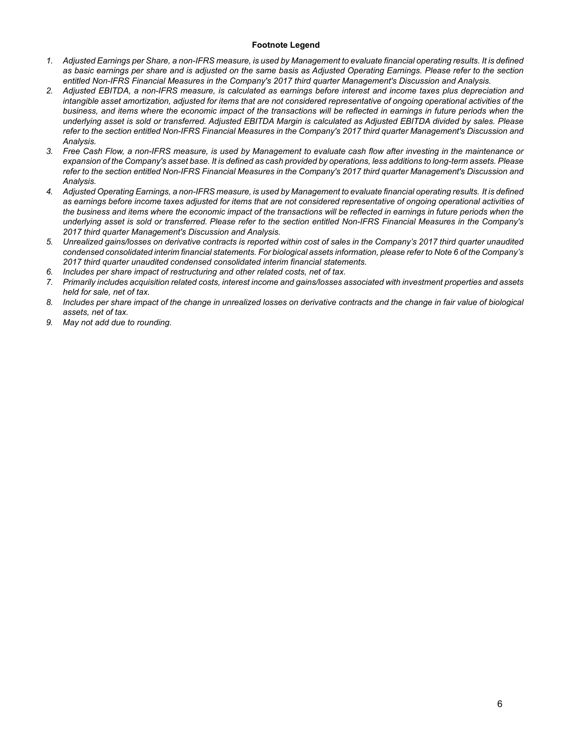**Footnote Legend**

1. *Adjusted Earnings per Share, a non-IFRS measure, is used by Management to evaluate financial operating results. It is defined as basic earnings per share and is adjusted on the same basis as Adjusted Operating Earnings. Please refer to the section entitled Non-IFRS Financial Measures in the Company's 2017 third quarter Management's Discussion and Analysis.*
2. *Adjusted EBITDA, a non-IFRS measure, is calculated as earnings before interest and income taxes plus depreciation and intangible asset amortization, adjusted for items that are not considered representative of ongoing operational activities of the business, and items where the economic impact of the transactions will be reflected in earnings in future periods when the underlying asset is sold or transferred. Adjusted EBITDA Margin is calculated as Adjusted EBITDA divided by sales. Please refer to the section entitled Non-IFRS Financial Measures in the Company's 2017 third quarter Management's Discussion and Analysis.*
3. *Free Cash Flow, a non-IFRS measure, is used by Management to evaluate cash flow after investing in the maintenance or expansion of the Company's asset base. It is defined as cash provided by operations, less additions to long-term assets. Please refer to the section entitled Non-IFRS Financial Measures in the Company's 2017 third quarter Management's Discussion and Analysis.*
4. *Adjusted Operating Earnings, a non-IFRS measure, is used by Management to evaluate financial operating results. It is defined as earnings before income taxes adjusted for items that are not considered representative of ongoing operational activities of the business and items where the economic impact of the transactions will be reflected in earnings in future periods when the underlying asset is sold or transferred. Please refer to the section entitled Non-IFRS Financial Measures in the Company's 2017 third quarter Management's Discussion and Analysis.*
5. *Unrealized gains/losses on derivative contracts is reported within cost of sales in the Company's 2017 third quarter unaudited condensed consolidated interim financial statements. For biological assets information, please refer to Note 6 of the Company's 2017 third quarter unaudited condensed consolidated interim financial statements.*
6. *Includes per share impact of restructuring and other related costs, net of tax.*
7. *Primarily includes acquisition related costs, interest income and gains/losses associated with investment properties and assets held for sale, net of tax.*
8. *Includes per share impact of the change in unrealized losses on derivative contracts and the change in fair value of biological assets, net of tax.*
9. *May not add due to rounding.*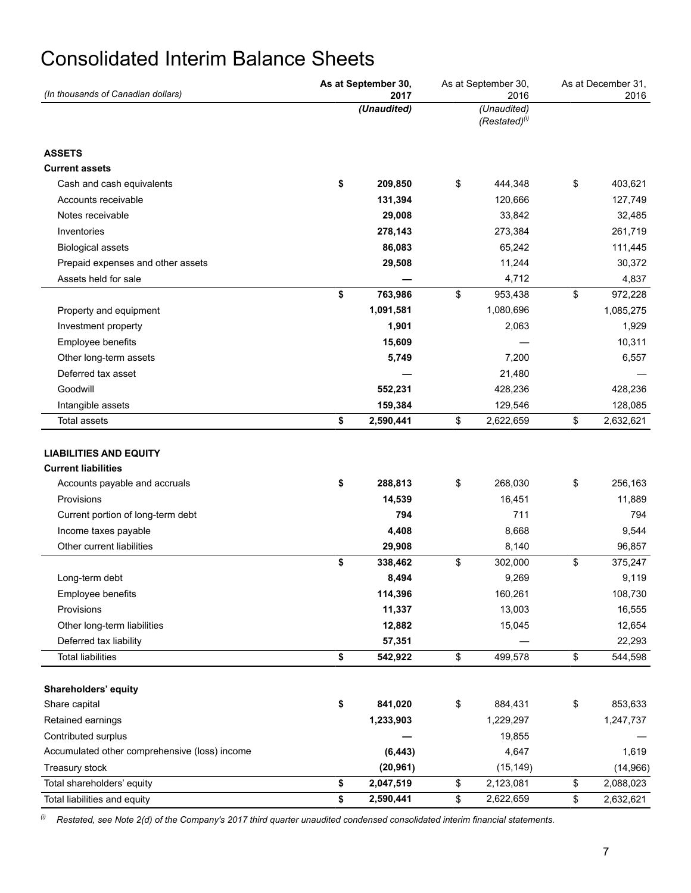# Consolidated Interim Balance Sheets

| (In thousands of Canadian dollars) | As at September 30, 2017 | As at September 30, 2016 | As at December 31, 2016 |
|---|---|---|---|
| | ***(Unaudited)*** | *(Unaudited)* *(Restated)*[(i)] | |
| **ASSETS** | | | |
| **Current assets** | | | |
| Cash and cash equivalents | **$ 209,850** | $ 444,348 | $ 403,621 |
| Accounts receivable | **131,394** | 120,666 | 127,749 |
| Notes receivable | **29,008** | 33,842 | 32,485 |
| Inventories | **278,143** | 273,384 | 261,719 |
| Biological assets | **86,083** | 65,242 | 111,445 |
| Prepaid expenses and other assets | **29,508** | 11,244 | 30,372 |
| Assets held for sale | **—** | 4,712 | 4,837 |
| | **$ 763,986** | $ 953,438 | $ 972,228 |
| Property and equipment | **1,091,581** | 1,080,696 | 1,085,275 |
| Investment property | **1,901** | 2,063 | 1,929 |
| Employee benefits | **15,609** | — | 10,311 |
| Other long-term assets | **5,749** | 7,200 | 6,557 |
| Deferred tax asset | **—** | 21,480 | — |
| Goodwill | **552,231** | 428,236 | 428,236 |
| Intangible assets | **159,384** | 129,546 | 128,085 |
| Total assets | **$ 2,590,441** | $ 2,622,659 | $ 2,632,621 |
| **LIABILITIES AND EQUITY** | | | |
| **Current liabilities** | | | |
| Accounts payable and accruals | **$ 288,813** | $ 268,030 | $ 256,163 |
| Provisions | **14,539** | 16,451 | 11,889 |
| Current portion of long-term debt | **794** | 711 | 794 |
| Income taxes payable | **4,408** | 8,668 | 9,544 |
| Other current liabilities | **29,908** | 8,140 | 96,857 |
| | **$ 338,462** | $ 302,000 | $ 375,247 |
| Long-term debt | **8,494** | 9,269 | 9,119 |
| Employee benefits | **114,396** | 160,261 | 108,730 |
| Provisions | **11,337** | 13,003 | 16,555 |
| Other long-term liabilities | **12,882** | 15,045 | 12,654 |
| Deferred tax liability | **57,351** | — | 22,293 |
| Total liabilities | **$ 542,922** | $ 499,578 | $ 544,598 |
| **Shareholders' equity** | | | |
| Share capital | **$ 841,020** | $ 884,431 | $ 853,633 |
| Retained earnings | **1,233,903** | 1,229,297 | 1,247,737 |
| Contributed surplus | **—** | 19,855 | — |
| Accumulated other comprehensive (loss) income | **(6,443)** | 4,647 | 1,619 |
| Treasury stock | **(20,961)** | (15,149) | (14,966) |
| Total shareholders' equity | **$ 2,047,519** | $ 2,123,081 | $ 2,088,023 |
| Total liabilities and equity | **$ 2,590,441** | $ 2,622,659 | $ 2,632,621 |

[(i)] *Restated, see Note 2(d) of the Company's 2017 third quarter unaudited condensed consolidated interim financial statements.*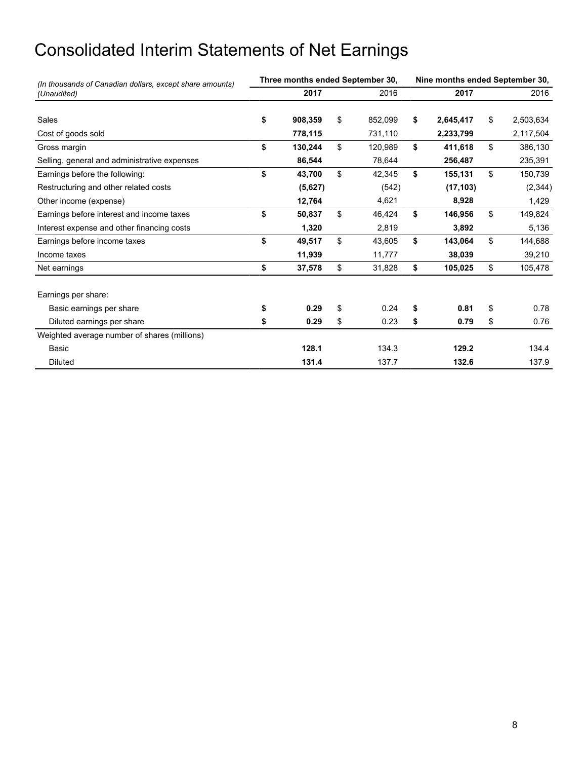# Consolidated Interim Statements of Net Earnings

| *(In thousands of Canadian dollars, except share amounts)* *(Unaudited)* | Three months ended September 30, 2017 | Three months ended September 30, 2016 | Nine months ended September 30, 2017 | Nine months ended September 30, 2016 |
|---|---|---|---|---|
| Sales | **$ 908,359** | $ 852,099 | **$ 2,645,417** | $ 2,503,634 |
| Cost of goods sold | **778,115** | 731,110 | **2,233,799** | 2,117,504 |
| Gross margin | **$ 130,244** | $ 120,989 | **$ 411,618** | $ 386,130 |
| Selling, general and administrative expenses | **86,544** | 78,644 | **256,487** | 235,391 |
| Earnings before the following: | **$ 43,700** | $ 42,345 | **$ 155,131** | $ 150,739 |
| Restructuring and other related costs | **(5,627)** | (542) | **(17,103)** | (2,344) |
| Other income (expense) | **12,764** | 4,621 | **8,928** | 1,429 |
| Earnings before interest and income taxes | **$ 50,837** | $ 46,424 | **$ 146,956** | $ 149,824 |
| Interest expense and other financing costs | **1,320** | 2,819 | **3,892** | 5,136 |
| Earnings before income taxes | **$ 49,517** | $ 43,605 | **$ 143,064** | $ 144,688 |
| Income taxes | **11,939** | 11,777 | **38,039** | 39,210 |
| Net earnings | **$ 37,578** | $ 31,828 | **$ 105,025** | $ 105,478 |
| Earnings per share: | | | | |
| Basic earnings per share | **$ 0.29** | $ 0.24 | **$ 0.81** | $ 0.78 |
| Diluted earnings per share | **$ 0.29** | $ 0.23 | **$ 0.79** | $ 0.76 |
| Weighted average number of shares (millions) | | | | |
| Basic | **128.1** | 134.3 | **129.2** | 134.4 |
| Diluted | **131.4** | 137.7 | **132.6** | 137.9 |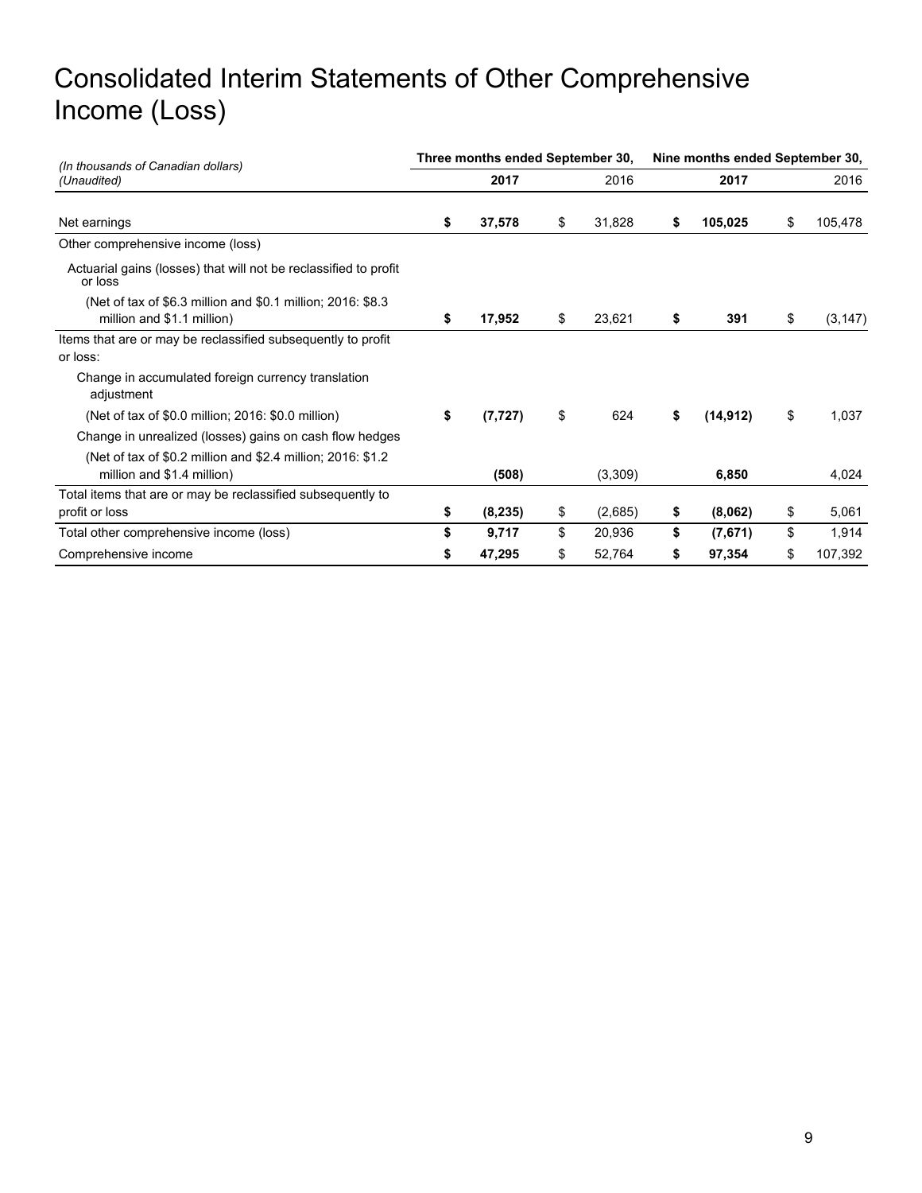# Consolidated Interim Statements of Other Comprehensive Income (Loss)

| *(In thousands of Canadian dollars)* *(Unaudited)* | Three months ended September 30, **2017** | Three months ended September 30, 2016 | Nine months ended September 30, **2017** | Nine months ended September 30, 2016 |
|---|---|---|---|---|
| Net earnings | **$ 37,578** | $ 31,828 | **$ 105,025** | $ 105,478 |
| Other comprehensive income (loss) | | | | |
| Actuarial gains (losses) that will not be reclassified to profit or loss | | | | |
| (Net of tax of $6.3 million and $0.1 million; 2016: $8.3 million and $1.1 million) | **$ 17,952** | $ 23,621 | **$ 391** | $ (3,147) |
| Items that are or may be reclassified subsequently to profit or loss: | | | | |
| Change in accumulated foreign currency translation adjustment | | | | |
| (Net of tax of $0.0 million; 2016: $0.0 million) | **$ (7,727)** | $ 624 | **$ (14,912)** | $ 1,037 |
| Change in unrealized (losses) gains on cash flow hedges | | | | |
| (Net of tax of $0.2 million and $2.4 million; 2016: $1.2 million and $1.4 million) | **(508)** | (3,309) | **6,850** | 4,024 |
| Total items that are or may be reclassified subsequently to profit or loss | **$ (8,235)** | $ (2,685) | **$ (8,062)** | $ 5,061 |
| Total other comprehensive income (loss) | **$ 9,717** | $ 20,936 | **$ (7,671)** | $ 1,914 |
| Comprehensive income | **$ 47,295** | $ 52,764 | **$ 97,354** | $ 107,392 |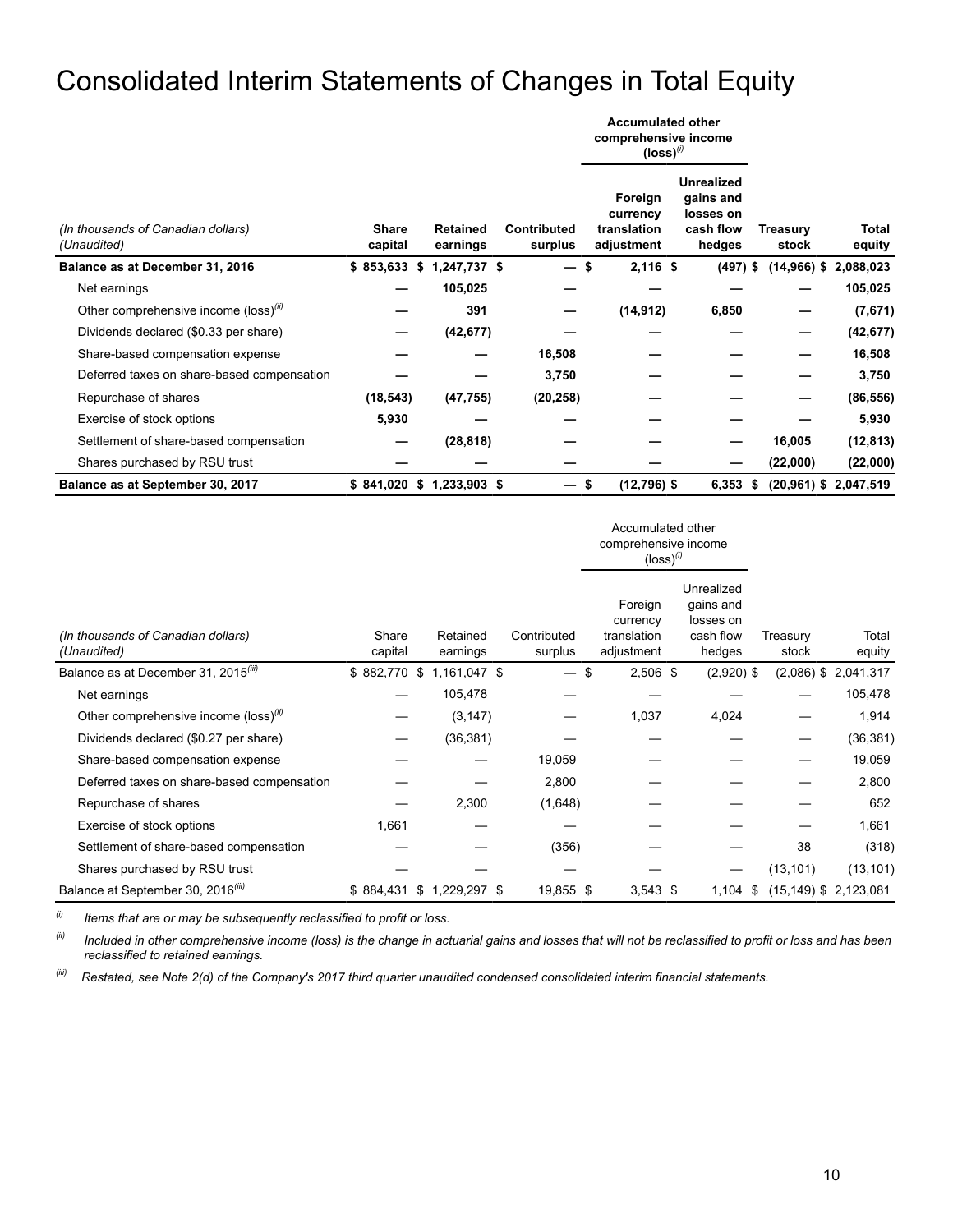# Consolidated Interim Statements of Changes in Total Equity

| *(In thousands of Canadian dollars)* *(Unaudited)* | Share capital | Retained earnings | Contributed surplus | Accumulated other comprehensive income (loss)[(i)] Foreign currency translation adjustment | Accumulated other comprehensive income (loss)[(i)] Unrealized gains and losses on cash flow hedges | Treasury stock | Total equity |
|---|---|---|---|---|---|---|---|
| **Balance as at December 31, 2016** | **$ 853,633** | **$ 1,247,737** | **$ —** | **$ 2,116** | **$ (497)** | **$ (14,966)** | **$ 2,088,023** |
| Net earnings | **—** | **105,025** | **—** | **—** | **—** | **—** | **105,025** |
| Other comprehensive income (loss)[(ii)] | **—** | **391** | **—** | **(14,912)** | **6,850** | **—** | **(7,671)** |
| Dividends declared ($0.33 per share) | **—** | **(42,677)** | **—** | **—** | **—** | **—** | **(42,677)** |
| Share-based compensation expense | **—** | **—** | **16,508** | **—** | **—** | **—** | **16,508** |
| Deferred taxes on share-based compensation | **—** | **—** | **3,750** | **—** | **—** | **—** | **3,750** |
| Repurchase of shares | **(18,543)** | **(47,755)** | **(20,258)** | **—** | **—** | **—** | **(86,556)** |
| Exercise of stock options | **5,930** | **—** | **—** | **—** | **—** | **—** | **5,930** |
| Settlement of share-based compensation | **—** | **(28,818)** | **—** | **—** | **—** | **16,005** | **(12,813)** |
| Shares purchased by RSU trust | **—** | **—** | **—** | **—** | **—** | **(22,000)** | **(22,000)** |
| **Balance as at September 30, 2017** | **$ 841,020** | **$ 1,233,903** | **$ —** | **$ (12,796)** | **$ 6,353** | **$ (20,961)** | **$ 2,047,519** |

| *(In thousands of Canadian dollars)* *(Unaudited)* | Share capital | Retained earnings | Contributed surplus | Accumulated other comprehensive income (loss)[(i)] Foreign currency translation adjustment | Accumulated other comprehensive income (loss)[(i)] Unrealized gains and losses on cash flow hedges | Treasury stock | Total equity |
|---|---|---|---|---|---|---|---|
| Balance as at December 31, 2015[(iii)] | $ 882,770 | $ 1,161,047 | $ — | $ 2,506 | $ (2,920) | $ (2,086) | $ 2,041,317 |
| Net earnings | — | 105,478 | — | — | — | — | 105,478 |
| Other comprehensive income (loss)[(ii)] | — | (3,147) | — | 1,037 | 4,024 | — | 1,914 |
| Dividends declared ($0.27 per share) | — | (36,381) | — | — | — | — | (36,381) |
| Share-based compensation expense | — | — | 19,059 | — | — | — | 19,059 |
| Deferred taxes on share-based compensation | — | — | 2,800 | — | — | — | 2,800 |
| Repurchase of shares | — | 2,300 | (1,648) | — | — | — | 652 |
| Exercise of stock options | 1,661 | — | — | — | — | — | 1,661 |
| Settlement of share-based compensation | — | — | (356) | — | — | 38 | (318) |
| Shares purchased by RSU trust | — | — | — | — | — | (13,101) | (13,101) |
| Balance at September 30, 2016[(iii)] | $ 884,431 | $ 1,229,297 | $ 19,855 | $ 3,543 | $ 1,104 | $ (15,149) | $ 2,123,081 |

[(i)] *Items that are or may be subsequently reclassified to profit or loss.*

[(ii)] *Included in other comprehensive income (loss) is the change in actuarial gains and losses that will not be reclassified to profit or loss and has been reclassified to retained earnings.*

[(iii)] *Restated, see Note 2(d) of the Company's 2017 third quarter unaudited condensed consolidated interim financial statements.*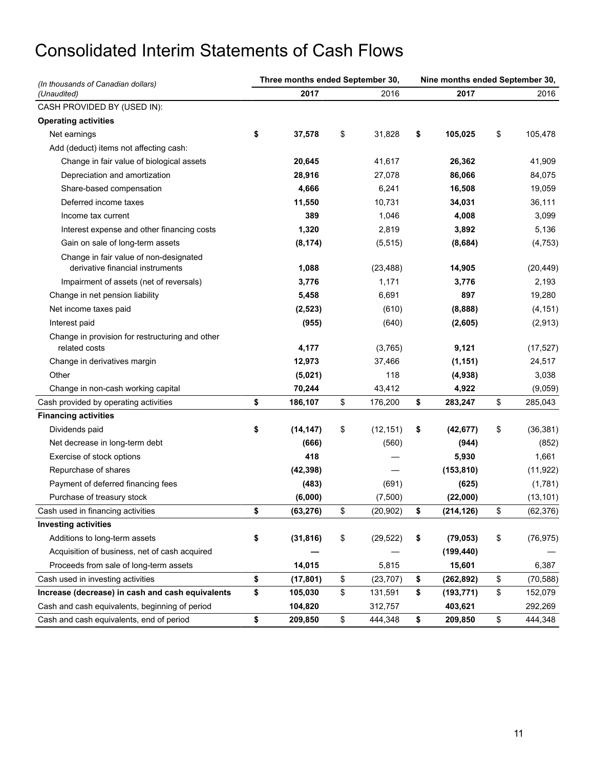# Consolidated Interim Statements of Cash Flows

| *(In thousands of Canadian dollars)* *(Unaudited)* | Three months ended September 30, 2017 | Three months ended September 30, 2016 | Nine months ended September 30, 2017 | Nine months ended September 30, 2016 |
|---|---|---|---|---|
| CASH PROVIDED BY (USED IN): | | | | |
| **Operating activities** | | | | |
| Net earnings | **$ 37,578** | $ 31,828 | **$ 105,025** | $ 105,478 |
| Add (deduct) items not affecting cash: | | | | |
| Change in fair value of biological assets | **20,645** | 41,617 | **26,362** | 41,909 |
| Depreciation and amortization | **28,916** | 27,078 | **86,066** | 84,075 |
| Share-based compensation | **4,666** | 6,241 | **16,508** | 19,059 |
| Deferred income taxes | **11,550** | 10,731 | **34,031** | 36,111 |
| Income tax current | **389** | 1,046 | **4,008** | 3,099 |
| Interest expense and other financing costs | **1,320** | 2,819 | **3,892** | 5,136 |
| Gain on sale of long-term assets | **(8,174)** | (5,515) | **(8,684)** | (4,753) |
| Change in fair value of non-designated derivative financial instruments | **1,088** | (23,488) | **14,905** | (20,449) |
| Impairment of assets (net of reversals) | **3,776** | 1,171 | **3,776** | 2,193 |
| Change in net pension liability | **5,458** | 6,691 | **897** | 19,280 |
| Net income taxes paid | **(2,523)** | (610) | **(8,888)** | (4,151) |
| Interest paid | **(955)** | (640) | **(2,605)** | (2,913) |
| Change in provision for restructuring and other related costs | **4,177** | (3,765) | **9,121** | (17,527) |
| Change in derivatives margin | **12,973** | 37,466 | **(1,151)** | 24,517 |
| Other | **(5,021)** | 118 | **(4,938)** | 3,038 |
| Change in non-cash working capital | **70,244** | 43,412 | **4,922** | (9,059) |
| Cash provided by operating activities | **$ 186,107** | $ 176,200 | **$ 283,247** | $ 285,043 |
| **Financing activities** | | | | |
| Dividends paid | **$ (14,147)** | $ (12,151) | **$ (42,677)** | $ (36,381) |
| Net decrease in long-term debt | **(666)** | (560) | **(944)** | (852) |
| Exercise of stock options | **418** | — | **5,930** | 1,661 |
| Repurchase of shares | **(42,398)** | — | **(153,810)** | (11,922) |
| Payment of deferred financing fees | **(483)** | (691) | **(625)** | (1,781) |
| Purchase of treasury stock | **(6,000)** | (7,500) | **(22,000)** | (13,101) |
| Cash used in financing activities | **$ (63,276)** | $ (20,902) | **$ (214,126)** | $ (62,376) |
| **Investing activities** | | | | |
| Additions to long-term assets | **$ (31,816)** | $ (29,522) | **$ (79,053)** | $ (76,975) |
| Acquisition of business, net of cash acquired | **—** | — | **(199,440)** | — |
| Proceeds from sale of long-term assets | **14,015** | 5,815 | **15,601** | 6,387 |
| Cash used in investing activities | **$ (17,801)** | $ (23,707) | **$ (262,892)** | $ (70,588) |
| **Increase (decrease) in cash and cash equivalents** | **$ 105,030** | $ 131,591 | **$ (193,771)** | $ 152,079 |
| Cash and cash equivalents, beginning of period | **104,820** | 312,757 | **403,621** | 292,269 |
| Cash and cash equivalents, end of period | **$ 209,850** | $ 444,348 | **$ 209,850** | $ 444,348 |